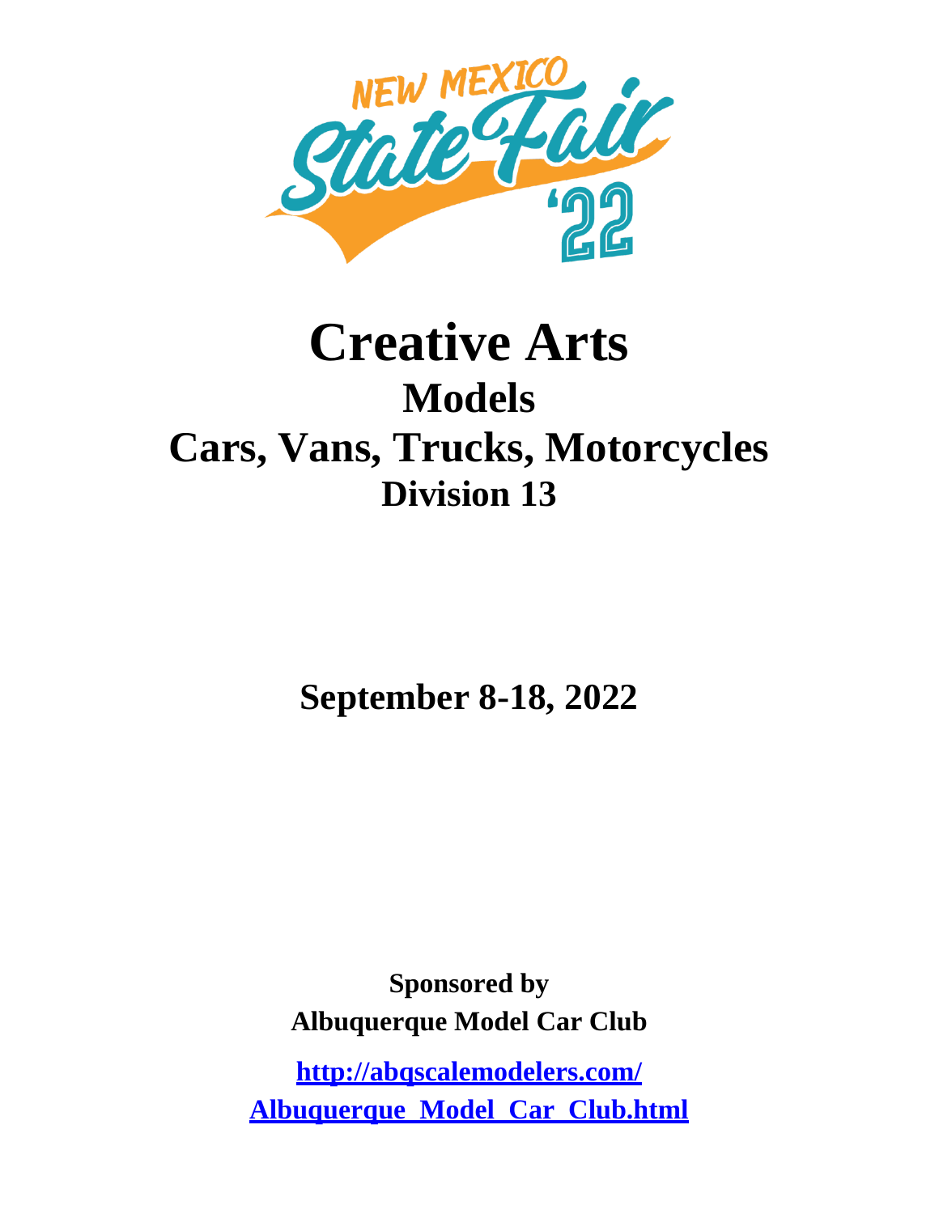NEW MEXICO State Fair '22

# Creative Arts

## Models

## Cars, Vans, Trucks, Motorcycles

### Division 13

**September 8-18, 2022**

**Sponsored by**
**Albuquerque Model Car Club**

**[http://abqscalemodelers.com/Albuquerque_Model_Car_Club.html](http://abqscalemodelers.com/Albuquerque_Model_Car_Club.html)**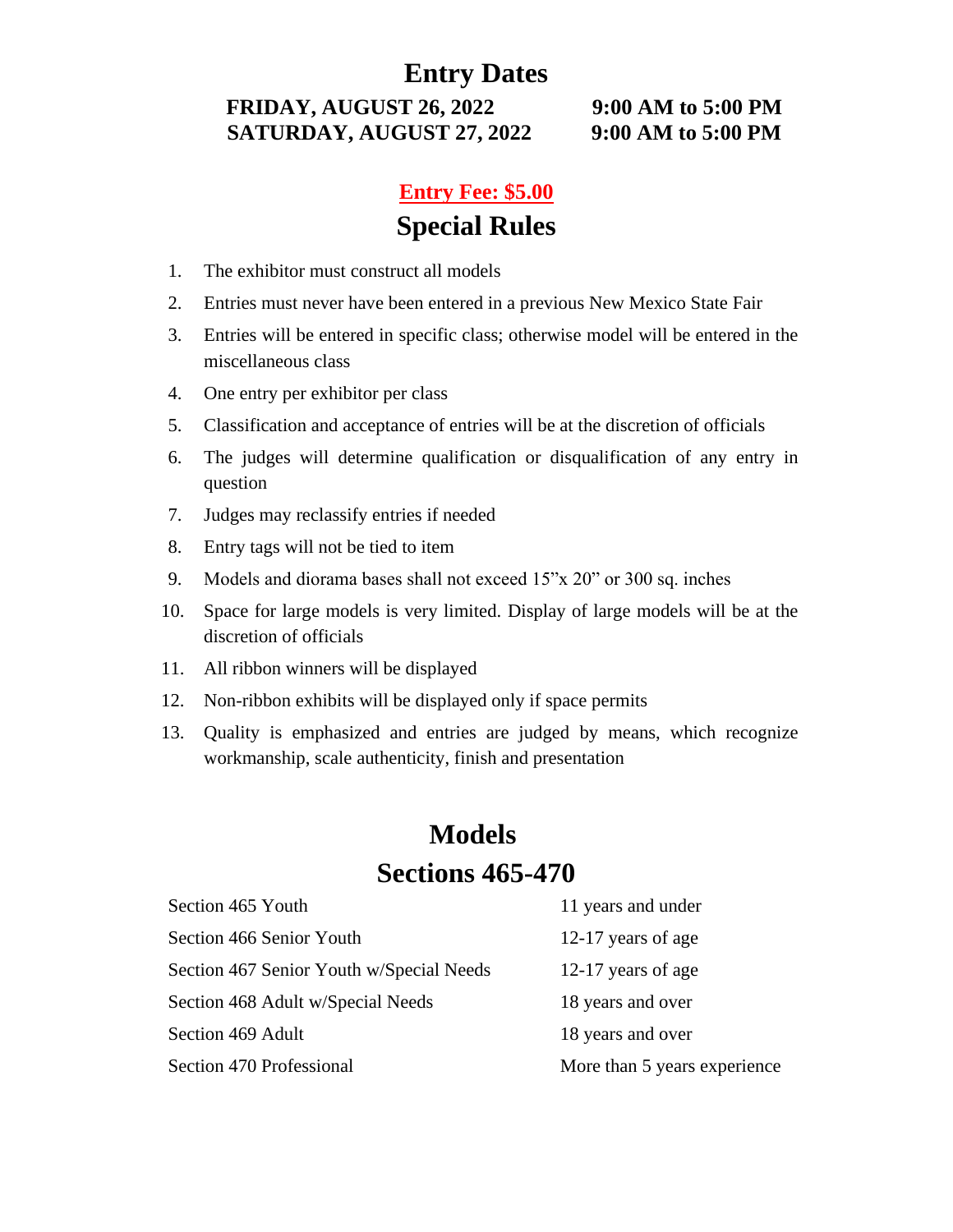# Entry Dates

**FRIDAY, AUGUST 26, 2022 — 9:00 AM to 5:00 PM**
**SATURDAY, AUGUST 27, 2022 — 9:00 AM to 5:00 PM**

**Entry Fee: $5.00**

## Special Rules

1. The exhibitor must construct all models
2. Entries must never have been entered in a previous New Mexico State Fair
3. Entries will be entered in specific class; otherwise model will be entered in the miscellaneous class
4. One entry per exhibitor per class
5. Classification and acceptance of entries will be at the discretion of officials
6. The judges will determine qualification or disqualification of any entry in question
7. Judges may reclassify entries if needed
8. Entry tags will not be tied to item
9. Models and diorama bases shall not exceed 15"x 20" or 300 sq. inches
10. Space for large models is very limited. Display of large models will be at the discretion of officials
11. All ribbon winners will be displayed
12. Non-ribbon exhibits will be displayed only if space permits
13. Quality is emphasized and entries are judged by means, which recognize workmanship, scale authenticity, finish and presentation

# Models

## Sections 465-470

| Section | Eligibility |
|---|---|
| Section 465 Youth | 11 years and under |
| Section 466 Senior Youth | 12-17 years of age |
| Section 467 Senior Youth w/Special Needs | 12-17 years of age |
| Section 468 Adult w/Special Needs | 18 years and over |
| Section 469 Adult | 18 years and over |
| Section 470 Professional | More than 5 years experience |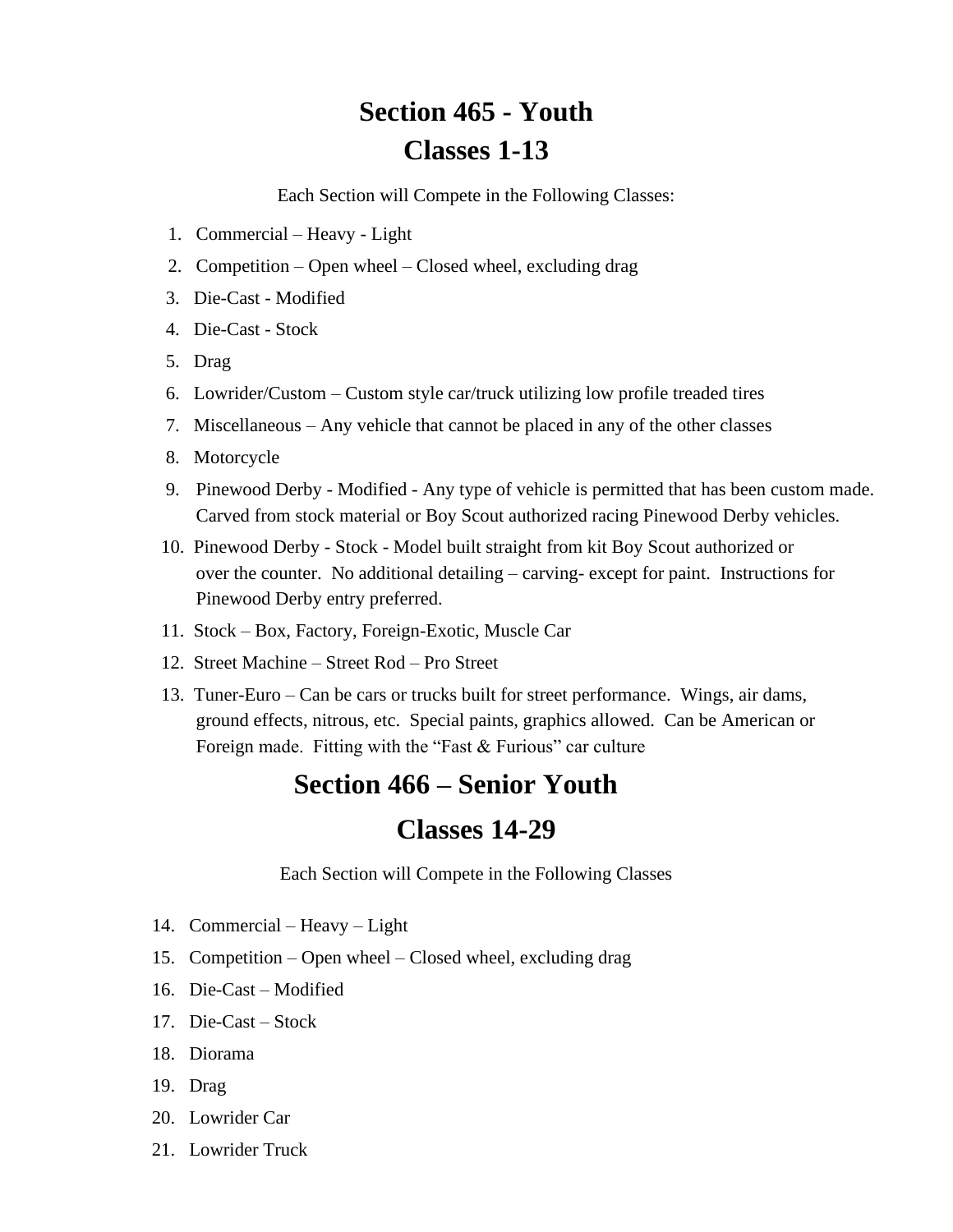# Section 465 - Youth
# Classes 1-13

Each Section will Compete in the Following Classes:

1. Commercial – Heavy - Light
2. Competition – Open wheel – Closed wheel, excluding drag
3. Die-Cast - Modified
4. Die-Cast - Stock
5. Drag
6. Lowrider/Custom – Custom style car/truck utilizing low profile treaded tires
7. Miscellaneous – Any vehicle that cannot be placed in any of the other classes
8. Motorcycle
9. Pinewood Derby - Modified - Any type of vehicle is permitted that has been custom made. Carved from stock material or Boy Scout authorized racing Pinewood Derby vehicles.
10. Pinewood Derby - Stock - Model built straight from kit Boy Scout authorized or over the counter. No additional detailing – carving- except for paint. Instructions for Pinewood Derby entry preferred.
11. Stock – Box, Factory, Foreign-Exotic, Muscle Car
12. Street Machine – Street Rod – Pro Street
13. Tuner-Euro – Can be cars or trucks built for street performance. Wings, air dams, ground effects, nitrous, etc. Special paints, graphics allowed. Can be American or Foreign made. Fitting with the "Fast & Furious" car culture

# Section 466 – Senior Youth
# Classes 14-29

Each Section will Compete in the Following Classes

14. Commercial – Heavy – Light
15. Competition – Open wheel – Closed wheel, excluding drag
16. Die-Cast – Modified
17. Die-Cast – Stock
18. Diorama
19. Drag
20. Lowrider Car
21. Lowrider Truck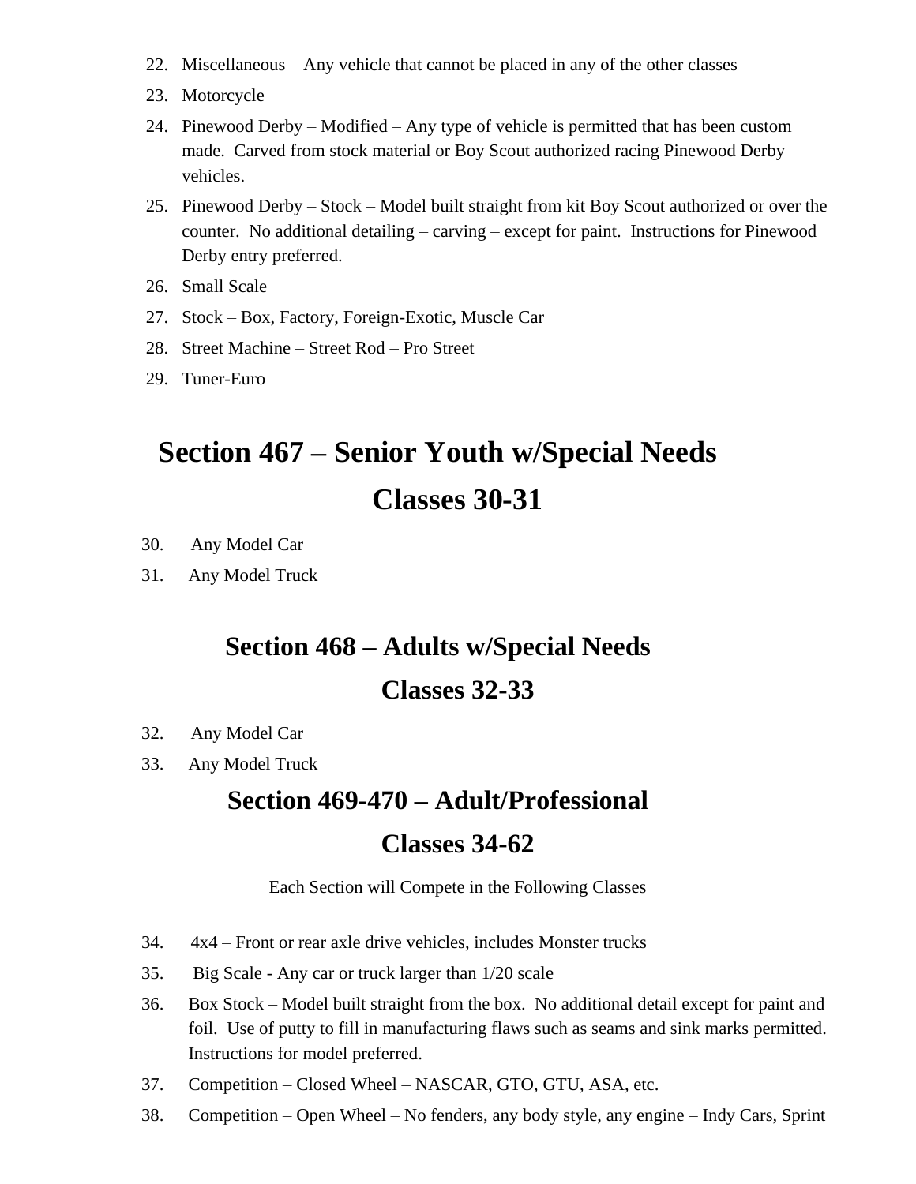22. Miscellaneous – Any vehicle that cannot be placed in any of the other classes
23. Motorcycle
24. Pinewood Derby – Modified – Any type of vehicle is permitted that has been custom made. Carved from stock material or Boy Scout authorized racing Pinewood Derby vehicles.
25. Pinewood Derby – Stock – Model built straight from kit Boy Scout authorized or over the counter. No additional detailing – carving – except for paint. Instructions for Pinewood Derby entry preferred.
26. Small Scale
27. Stock – Box, Factory, Foreign-Exotic, Muscle Car
28. Street Machine – Street Rod – Pro Street
29. Tuner-Euro

# Section 467 – Senior Youth w/Special Needs

# Classes 30-31

30. Any Model Car
31. Any Model Truck

## Section 468 – Adults w/Special Needs

## Classes 32-33

32. Any Model Car
33. Any Model Truck

## Section 469-470 – Adult/Professional

## Classes 34-62

Each Section will Compete in the Following Classes

34. 4x4 – Front or rear axle drive vehicles, includes Monster trucks
35. Big Scale - Any car or truck larger than 1/20 scale
36. Box Stock – Model built straight from the box. No additional detail except for paint and foil. Use of putty to fill in manufacturing flaws such as seams and sink marks permitted. Instructions for model preferred.
37. Competition – Closed Wheel – NASCAR, GTO, GTU, ASA, etc.
38. Competition – Open Wheel – No fenders, any body style, any engine – Indy Cars, Sprint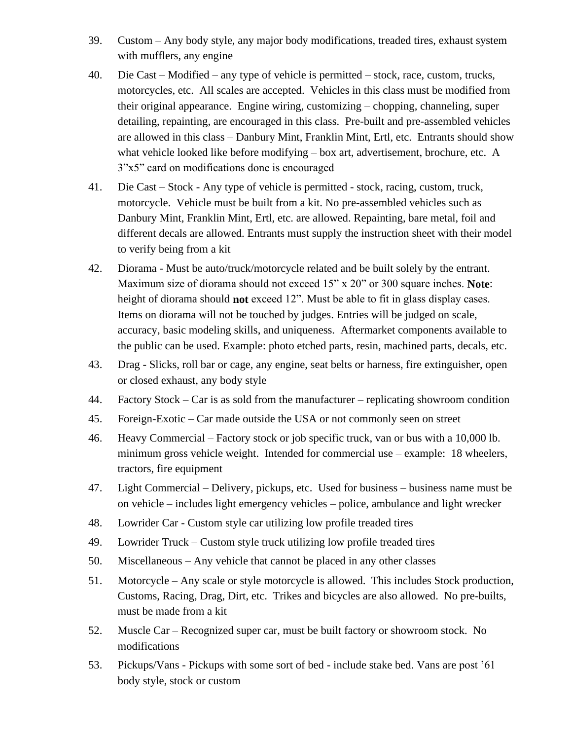39. Custom – Any body style, any major body modifications, treaded tires, exhaust system with mufflers, any engine

40. Die Cast – Modified – any type of vehicle is permitted – stock, race, custom, trucks, motorcycles, etc. All scales are accepted. Vehicles in this class must be modified from their original appearance. Engine wiring, customizing – chopping, channeling, super detailing, repainting, are encouraged in this class. Pre-built and pre-assembled vehicles are allowed in this class – Danbury Mint, Franklin Mint, Ertl, etc. Entrants should show what vehicle looked like before modifying – box art, advertisement, brochure, etc. A 3"x5" card on modifications done is encouraged

41. Die Cast – Stock - Any type of vehicle is permitted - stock, racing, custom, truck, motorcycle. Vehicle must be built from a kit. No pre-assembled vehicles such as Danbury Mint, Franklin Mint, Ertl, etc. are allowed. Repainting, bare metal, foil and different decals are allowed. Entrants must supply the instruction sheet with their model to verify being from a kit

42. Diorama - Must be auto/truck/motorcycle related and be built solely by the entrant. Maximum size of diorama should not exceed 15" x 20" or 300 square inches. **Note**: height of diorama should **not** exceed 12". Must be able to fit in glass display cases. Items on diorama will not be touched by judges. Entries will be judged on scale, accuracy, basic modeling skills, and uniqueness. Aftermarket components available to the public can be used. Example: photo etched parts, resin, machined parts, decals, etc.

43. Drag - Slicks, roll bar or cage, any engine, seat belts or harness, fire extinguisher, open or closed exhaust, any body style

44. Factory Stock – Car is as sold from the manufacturer – replicating showroom condition

45. Foreign-Exotic – Car made outside the USA or not commonly seen on street

46. Heavy Commercial – Factory stock or job specific truck, van or bus with a 10,000 lb. minimum gross vehicle weight. Intended for commercial use – example: 18 wheelers, tractors, fire equipment

47. Light Commercial – Delivery, pickups, etc. Used for business – business name must be on vehicle – includes light emergency vehicles – police, ambulance and light wrecker

48. Lowrider Car - Custom style car utilizing low profile treaded tires

49. Lowrider Truck – Custom style truck utilizing low profile treaded tires

50. Miscellaneous – Any vehicle that cannot be placed in any other classes

51. Motorcycle – Any scale or style motorcycle is allowed. This includes Stock production, Customs, Racing, Drag, Dirt, etc. Trikes and bicycles are also allowed. No pre-builts, must be made from a kit

52. Muscle Car – Recognized super car, must be built factory or showroom stock. No modifications

53. Pickups/Vans - Pickups with some sort of bed - include stake bed. Vans are post '61 body style, stock or custom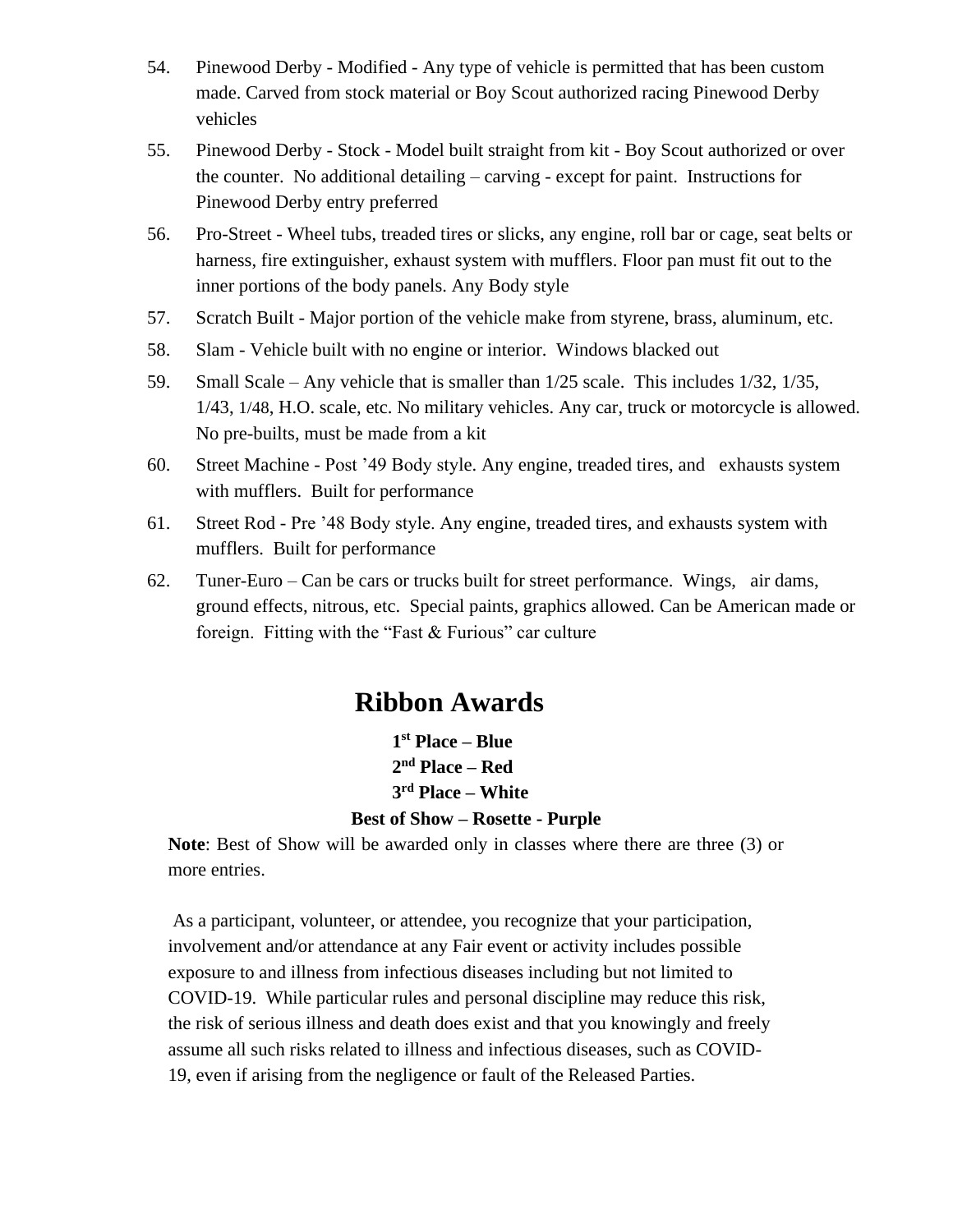54. Pinewood Derby - Modified - Any type of vehicle is permitted that has been custom made. Carved from stock material or Boy Scout authorized racing Pinewood Derby vehicles

55. Pinewood Derby - Stock - Model built straight from kit - Boy Scout authorized or over the counter. No additional detailing – carving - except for paint. Instructions for Pinewood Derby entry preferred

56. Pro-Street - Wheel tubs, treaded tires or slicks, any engine, roll bar or cage, seat belts or harness, fire extinguisher, exhaust system with mufflers. Floor pan must fit out to the inner portions of the body panels. Any Body style

57. Scratch Built - Major portion of the vehicle make from styrene, brass, aluminum, etc.

58. Slam - Vehicle built with no engine or interior. Windows blacked out

59. Small Scale – Any vehicle that is smaller than 1/25 scale. This includes 1/32, 1/35, 1/43, 1/48, H.O. scale, etc. No military vehicles. Any car, truck or motorcycle is allowed. No pre-builts, must be made from a kit

60. Street Machine - Post '49 Body style. Any engine, treaded tires, and exhausts system with mufflers. Built for performance

61. Street Rod - Pre '48 Body style. Any engine, treaded tires, and exhausts system with mufflers. Built for performance

62. Tuner-Euro – Can be cars or trucks built for street performance. Wings, air dams, ground effects, nitrous, etc. Special paints, graphics allowed. Can be American made or foreign. Fitting with the "Fast & Furious" car culture

# Ribbon Awards

**1st Place – Blue**
**2nd Place – Red**
**3rd Place – White**
**Best of Show – Rosette - Purple**

**Note**: Best of Show will be awarded only in classes where there are three (3) or more entries.

As a participant, volunteer, or attendee, you recognize that your participation, involvement and/or attendance at any Fair event or activity includes possible exposure to and illness from infectious diseases including but not limited to COVID-19. While particular rules and personal discipline may reduce this risk, the risk of serious illness and death does exist and that you knowingly and freely assume all such risks related to illness and infectious diseases, such as COVID-19, even if arising from the negligence or fault of the Released Parties.